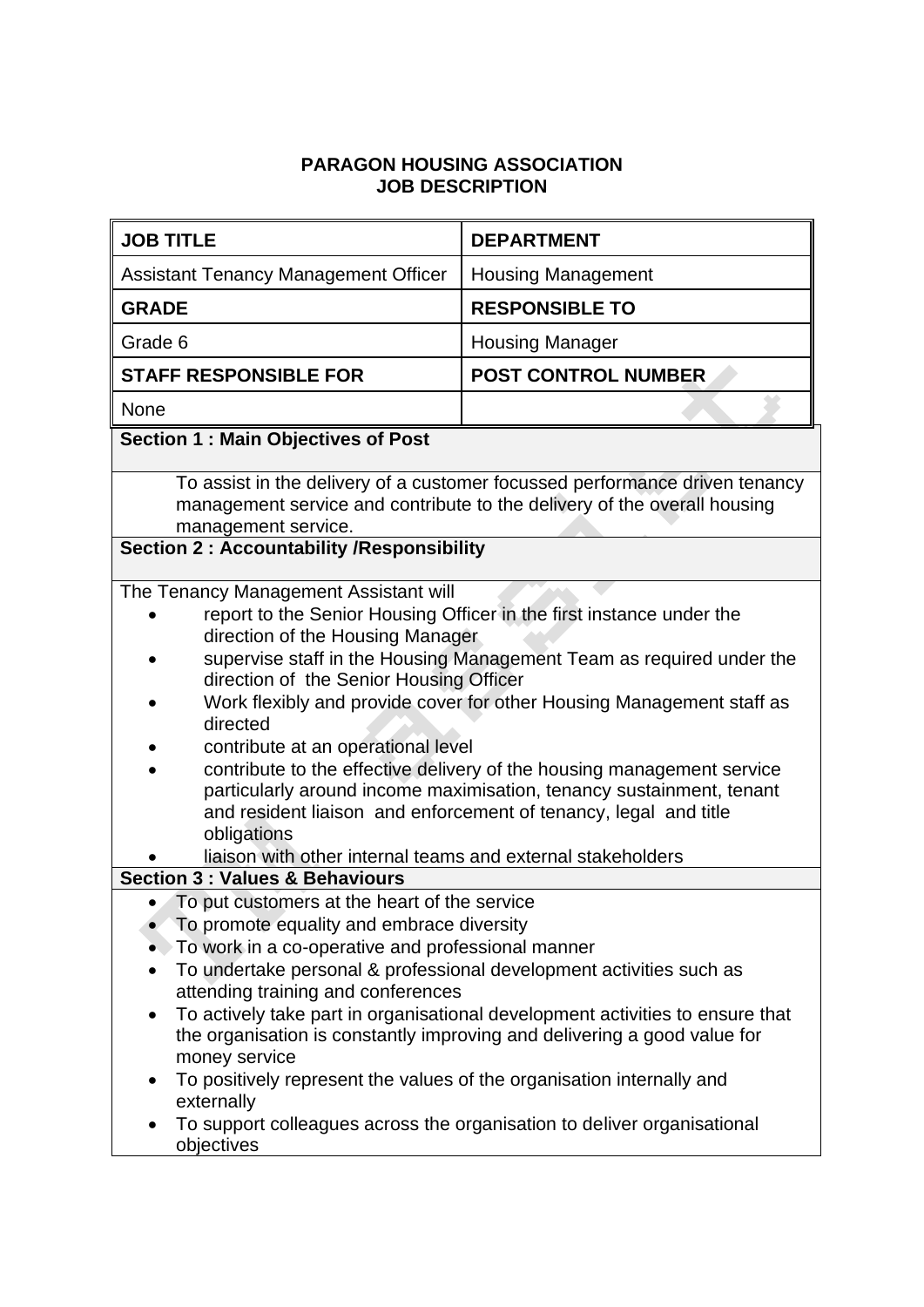**PARAGON HOUSING ASSOCIATION**
**JOB DESCRIPTION**

| JOB TITLE | DEPARTMENT |
|---|---|
| Assistant Tenancy Management Officer | Housing Management |
| **GRADE** | **RESPONSIBLE TO** |
| Grade 6 | Housing Manager |
| **STAFF RESPONSIBLE FOR** | **POST CONTROL NUMBER** |
| None | |

**Section 1 : Main Objectives of Post**

To assist in the delivery of a customer focussed performance driven tenancy management service and contribute to the delivery of the overall housing management service.

**Section 2 : Accountability /Responsibility**

The Tenancy Management Assistant will

- report to the Senior Housing Officer in the first instance under the direction of the Housing Manager
- supervise staff in the Housing Management Team as required under the direction of the Senior Housing Officer
- Work flexibly and provide cover for other Housing Management staff as directed
- contribute at an operational level
- contribute to the effective delivery of the housing management service particularly around income maximisation, tenancy sustainment, tenant and resident liaison and enforcement of tenancy, legal and title obligations
- liaison with other internal teams and external stakeholders

**Section 3 : Values & Behaviours**

- To put customers at the heart of the service
- To promote equality and embrace diversity
- To work in a co-operative and professional manner
- To undertake personal & professional development activities such as attending training and conferences
- To actively take part in organisational development activities to ensure that the organisation is constantly improving and delivering a good value for money service
- To positively represent the values of the organisation internally and externally
- To support colleagues across the organisation to deliver organisational objectives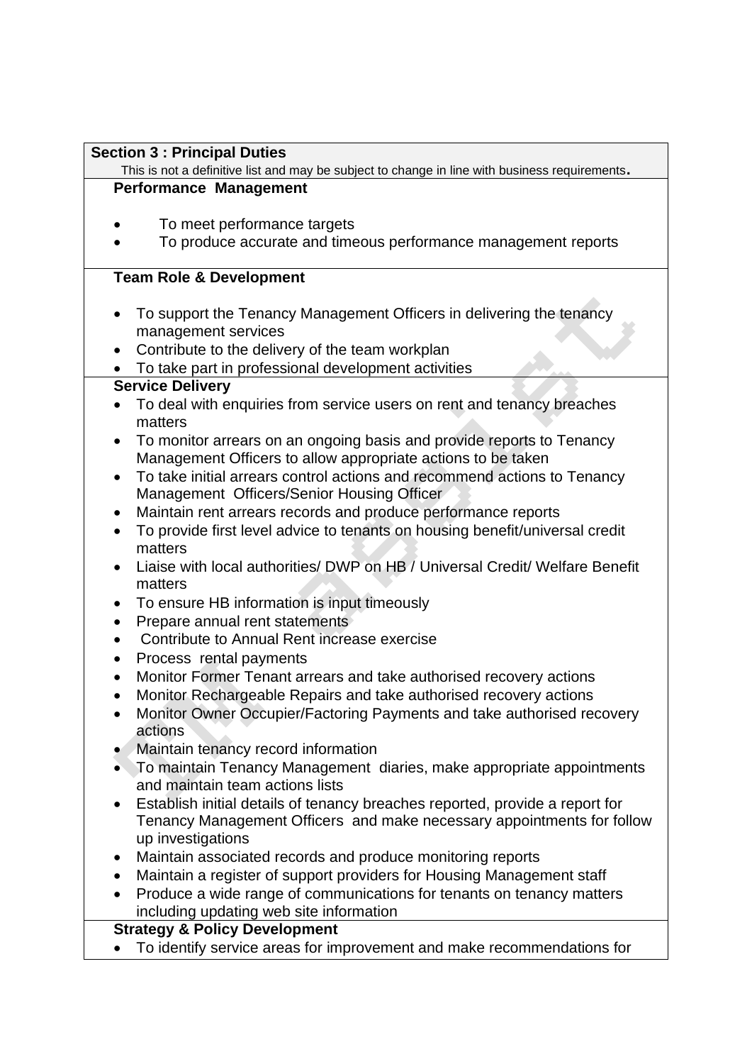## Section 3 : Principal Duties

This is not a definitive list and may be subject to change in line with business requirements.

### Performance Management

- To meet performance targets
- To produce accurate and timeous performance management reports

### Team Role & Development

- To support the Tenancy Management Officers in delivering the tenancy management services
- Contribute to the delivery of the team workplan
- To take part in professional development activities

### Service Delivery

- To deal with enquiries from service users on rent and tenancy breaches matters
- To monitor arrears on an ongoing basis and provide reports to Tenancy Management Officers to allow appropriate actions to be taken
- To take initial arrears control actions and recommend actions to Tenancy Management Officers/Senior Housing Officer
- Maintain rent arrears records and produce performance reports
- To provide first level advice to tenants on housing benefit/universal credit matters
- Liaise with local authorities/ DWP on HB / Universal Credit/ Welfare Benefit matters
- To ensure HB information is input timeously
- Prepare annual rent statements
- Contribute to Annual Rent increase exercise
- Process rental payments
- Monitor Former Tenant arrears and take authorised recovery actions
- Monitor Rechargeable Repairs and take authorised recovery actions
- Monitor Owner Occupier/Factoring Payments and take authorised recovery actions
- Maintain tenancy record information
- To maintain Tenancy Management diaries, make appropriate appointments and maintain team actions lists
- Establish initial details of tenancy breaches reported, provide a report for Tenancy Management Officers and make necessary appointments for follow up investigations
- Maintain associated records and produce monitoring reports
- Maintain a register of support providers for Housing Management staff
- Produce a wide range of communications for tenants on tenancy matters including updating web site information

### Strategy & Policy Development

- To identify service areas for improvement and make recommendations for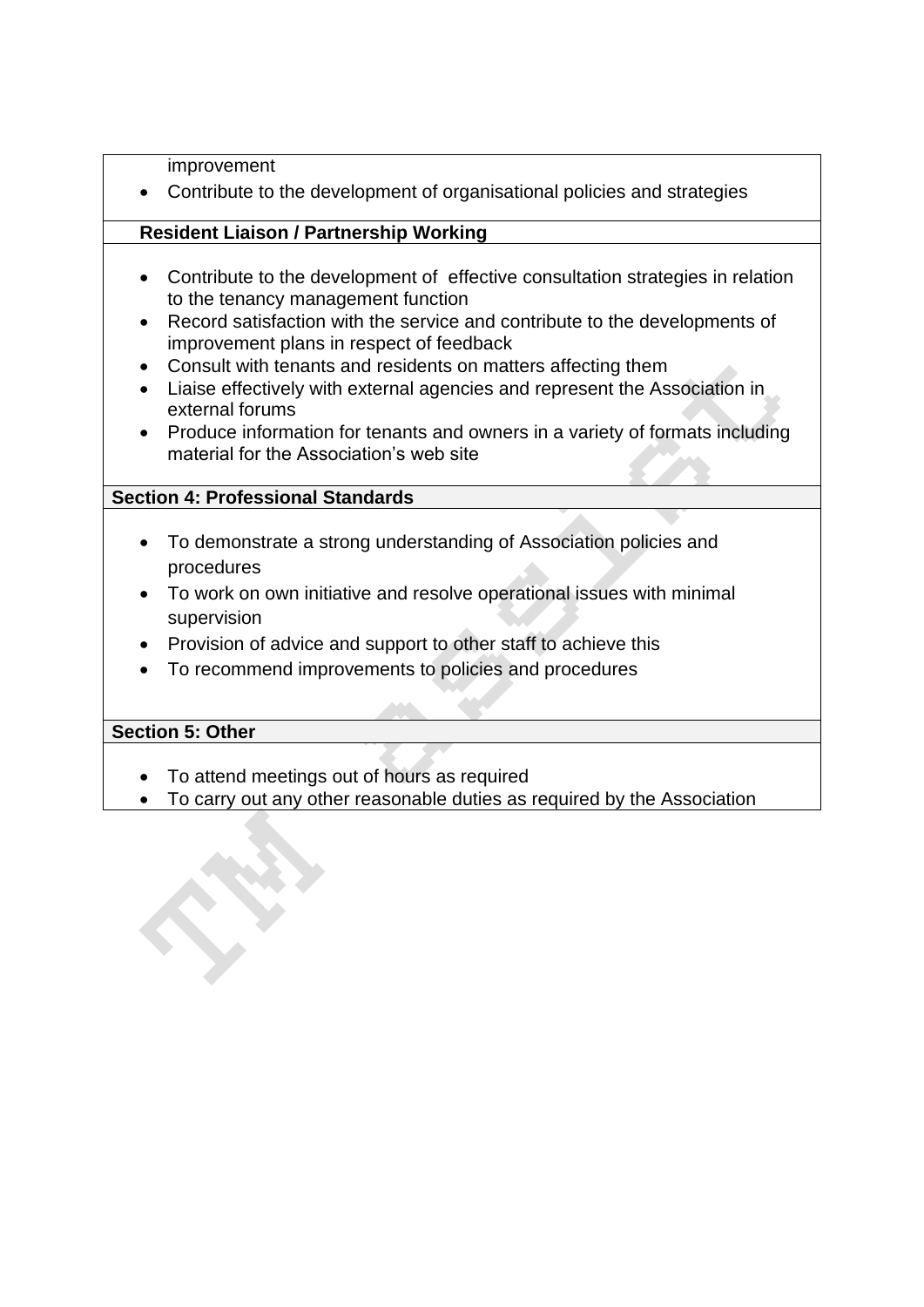improvement

- Contribute to the development of organisational policies and strategies

**Resident Liaison / Partnership Working**

- Contribute to the development of effective consultation strategies in relation to the tenancy management function
- Record satisfaction with the service and contribute to the developments of improvement plans in respect of feedback
- Consult with tenants and residents on matters affecting them
- Liaise effectively with external agencies and represent the Association in external forums
- Produce information for tenants and owners in a variety of formats including material for the Association's web site

**Section 4: Professional Standards**

- To demonstrate a strong understanding of Association policies and procedures
- To work on own initiative and resolve operational issues with minimal supervision
- Provision of advice and support to other staff to achieve this
- To recommend improvements to policies and procedures

**Section 5: Other**

- To attend meetings out of hours as required
- To carry out any other reasonable duties as required by the Association